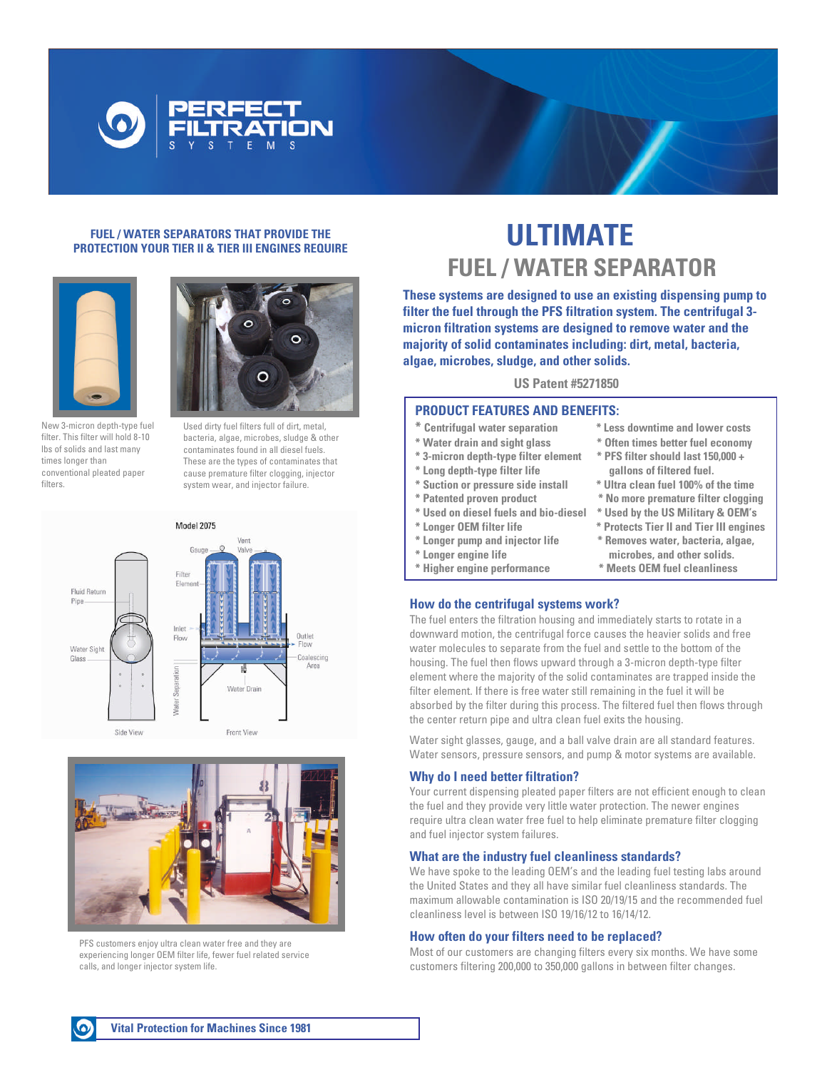# PERFECT FILTRATION SYSTEMS

**FUEL / WATER SEPARATORS THAT PROVIDE THE PROTECTION YOUR TIER II & TIER III ENGINES REQUIRE**

New 3-micron depth-type fuel filter. This filter will hold 8-10 lbs of solids and last many times longer than conventional pleated paper filters.

Used dirty fuel filters full of dirt, metal, bacteria, algae, microbes, sludge & other contaminates found in all diesel fuels. These are the types of contaminates that cause premature filter clogging, injector system wear, and injector failure.

Model 2075

PFS customers enjoy ultra clean water free and they are experiencing longer OEM filter life, fewer fuel related service calls, and longer injector system life.

# ULTIMATE

## FUEL / WATER SEPARATOR

**These systems are designed to use an existing dispensing pump to filter the fuel through the PFS filtration system. The centrifugal 3-micron filtration systems are designed to remove water and the majority of solid contaminates including: dirt, metal, bacteria, algae, microbes, sludge, and other solids.**

**US Patent #5271850**

### PRODUCT FEATURES AND BENEFITS:

- Centrifugal water separation
- Water drain and sight glass
- 3-micron depth-type filter element
- Long depth-type filter life
- Suction or pressure side install
- Patented proven product
- Used on diesel fuels and bio-diesel
- Longer OEM filter life
- Longer pump and injector life
- Longer engine life
- Higher engine performance
- Less downtime and lower costs
- Often times better fuel economy
- PFS filter should last 150,000 + gallons of filtered fuel.
- Ultra clean fuel 100% of the time
- No more premature filter clogging
- Used by the US Military & OEM's
- Protects Tier II and Tier III engines
- Removes water, bacteria, algae, microbes, and other solids.
- Meets OEM fuel cleanliness

### How do the centrifugal systems work?

The fuel enters the filtration housing and immediately starts to rotate in a downward motion, the centrifugal force causes the heavier solids and free water molecules to separate from the fuel and settle to the bottom of the housing. The fuel then flows upward through a 3-micron depth-type filter element where the majority of the solid contaminates are trapped inside the filter element. If there is free water still remaining in the fuel it will be absorbed by the filter during this process. The filtered fuel then flows through the center return pipe and ultra clean fuel exits the housing.

Water sight glasses, gauge, and a ball valve drain are all standard features. Water sensors, pressure sensors, and pump & motor systems are available.

### Why do I need better filtration?

Your current dispensing pleated paper filters are not efficient enough to clean the fuel and they provide very little water protection. The newer engines require ultra clean water free fuel to help eliminate premature filter clogging and fuel injector system failures.

### What are the industry fuel cleanliness standards?

We have spoke to the leading OEM's and the leading fuel testing labs around the United States and they all have similar fuel cleanliness standards. The maximum allowable contamination is ISO 20/19/15 and the recommended fuel cleanliness level is between ISO 19/16/12 to 16/14/12.

### How often do your filters need to be replaced?

Most of our customers are changing filters every six months. We have some customers filtering 200,000 to 350,000 gallons in between filter changes.

**Vital Protection for Machines Since 1981**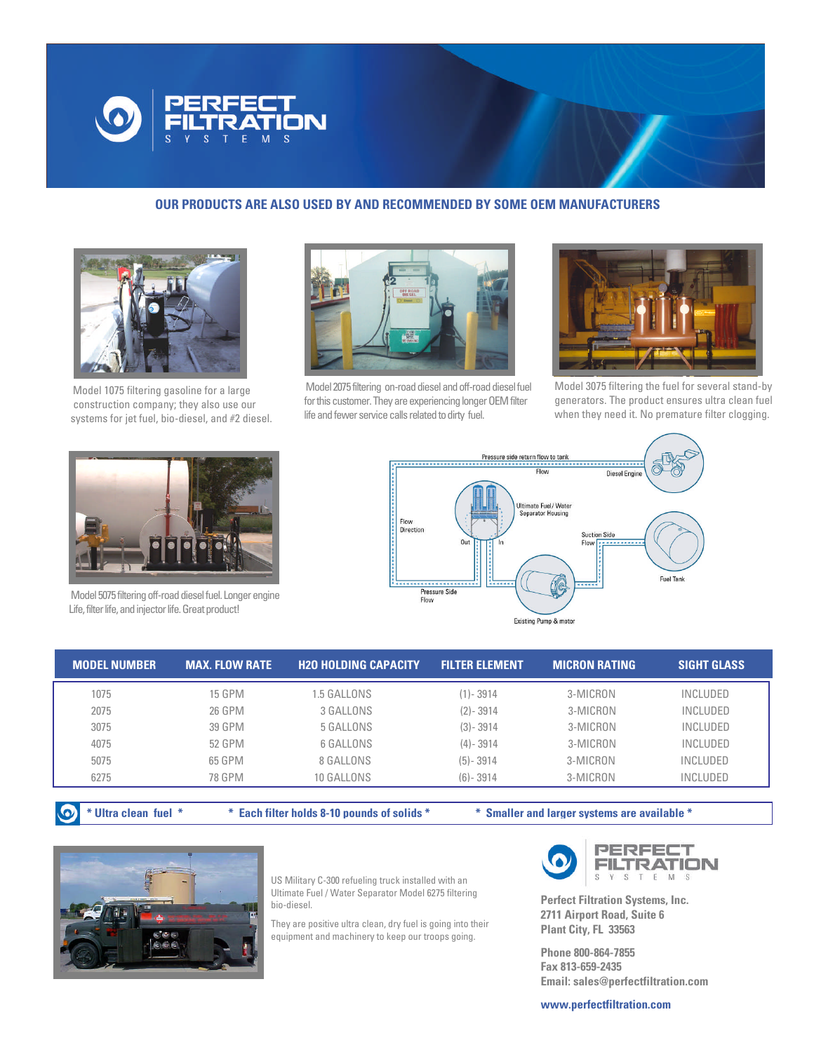# PERFECT FILTRATION SYSTEMS

## OUR PRODUCTS ARE ALSO USED BY AND RECOMMENDED BY SOME OEM MANUFACTURERS

Model 1075 filtering gasoline for a large construction company; they also use our systems for jet fuel, bio-diesel, and #2 diesel.

Model 2075 filtering on-road diesel and off-road diesel fuel for this customer. They are experiencing longer OEM filter life and fewer service calls related to dirty fuel.

Model 3075 filtering the fuel for several stand-by generators. The product ensures ultra clean fuel when they need it. No premature filter clogging.

Model 5075 filtering off-road diesel fuel. Longer engine Life, filter life, and injector life. Great product!

Pressure side return flow to tank
Flow
Diesel Engine
Ultimate Fuel/ Water Separator Housing
Flow Direction
Out
In
Suction Side Flow
Fuel Tank
Pressure Side Flow
Existing Pump & motor

| MODEL NUMBER | MAX. FLOW RATE | H2O HOLDING CAPACITY | FILTER ELEMENT | MICRON RATING | SIGHT GLASS |
|---|---|---|---|---|---|
| 1075 | 15 GPM | 1.5 GALLONS | (1)- 3914 | 3-MICRON | INCLUDED |
| 2075 | 26 GPM | 3 GALLONS | (2)- 3914 | 3-MICRON | INCLUDED |
| 3075 | 39 GPM | 5 GALLONS | (3)- 3914 | 3-MICRON | INCLUDED |
| 4075 | 52 GPM | 6 GALLONS | (4)- 3914 | 3-MICRON | INCLUDED |
| 5075 | 65 GPM | 8 GALLONS | (5)- 3914 | 3-MICRON | INCLUDED |
| 6275 | 78 GPM | 10 GALLONS | (6)- 3914 | 3-MICRON | INCLUDED |

**\* Ultra clean fuel \*   \* Each filter holds 8-10 pounds of solids \*   \* Smaller and larger systems are available \***

US Military C-300 refueling truck installed with an Ultimate Fuel / Water Separator Model 6275 filtering bio-diesel.

They are positive ultra clean, dry fuel is going into their equipment and machinery to keep our troops going.

PERFECT FILTRATION SYSTEMS

**Perfect Filtration Systems, Inc.**
**2711 Airport Road, Suite 6**
**Plant City, FL 33563**

**Phone 800-864-7855**
**Fax 813-659-2435**
**Email: sales@perfectfiltration.com**

**www.perfectfiltration.com**